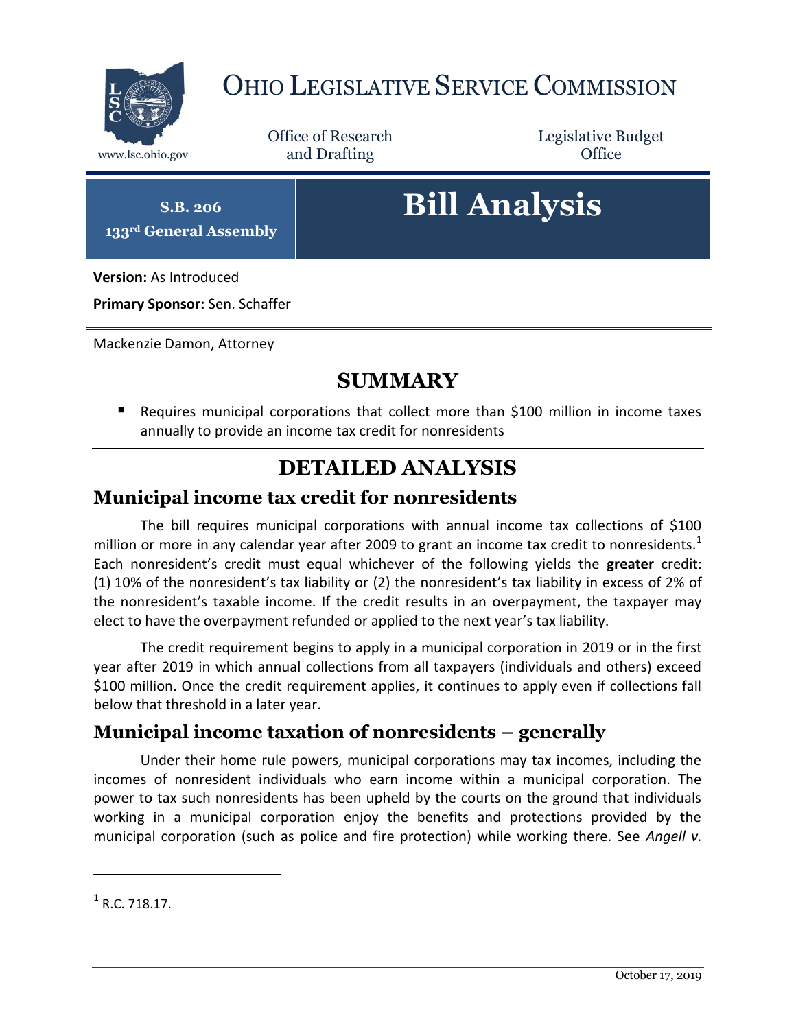# OHIO LEGISLATIVE SERVICE COMMISSION

www.lsc.ohio.gov

Office of Research and Drafting

Legislative Budget Office

**S.B. 206**

**133rd General Assembly**

# Bill Analysis

**Version:** As Introduced

**Primary Sponsor:** Sen. Schaffer

Mackenzie Damon, Attorney

## SUMMARY

- Requires municipal corporations that collect more than $100 million in income taxes annually to provide an income tax credit for nonresidents

## DETAILED ANALYSIS

### Municipal income tax credit for nonresidents

The bill requires municipal corporations with annual income tax collections of $100 million or more in any calendar year after 2009 to grant an income tax credit to nonresidents.[1] Each nonresident's credit must equal whichever of the following yields the **greater** credit: (1) 10% of the nonresident's tax liability or (2) the nonresident's tax liability in excess of 2% of the nonresident's taxable income. If the credit results in an overpayment, the taxpayer may elect to have the overpayment refunded or applied to the next year's tax liability.

The credit requirement begins to apply in a municipal corporation in 2019 or in the first year after 2019 in which annual collections from all taxpayers (individuals and others) exceed $100 million. Once the credit requirement applies, it continues to apply even if collections fall below that threshold in a later year.

### Municipal income taxation of nonresidents – generally

Under their home rule powers, municipal corporations may tax incomes, including the incomes of nonresident individuals who earn income within a municipal corporation. The power to tax such nonresidents has been upheld by the courts on the ground that individuals working in a municipal corporation enjoy the benefits and protections provided by the municipal corporation (such as police and fire protection) while working there. See *Angell v.*

---

[1] R.C. 718.17.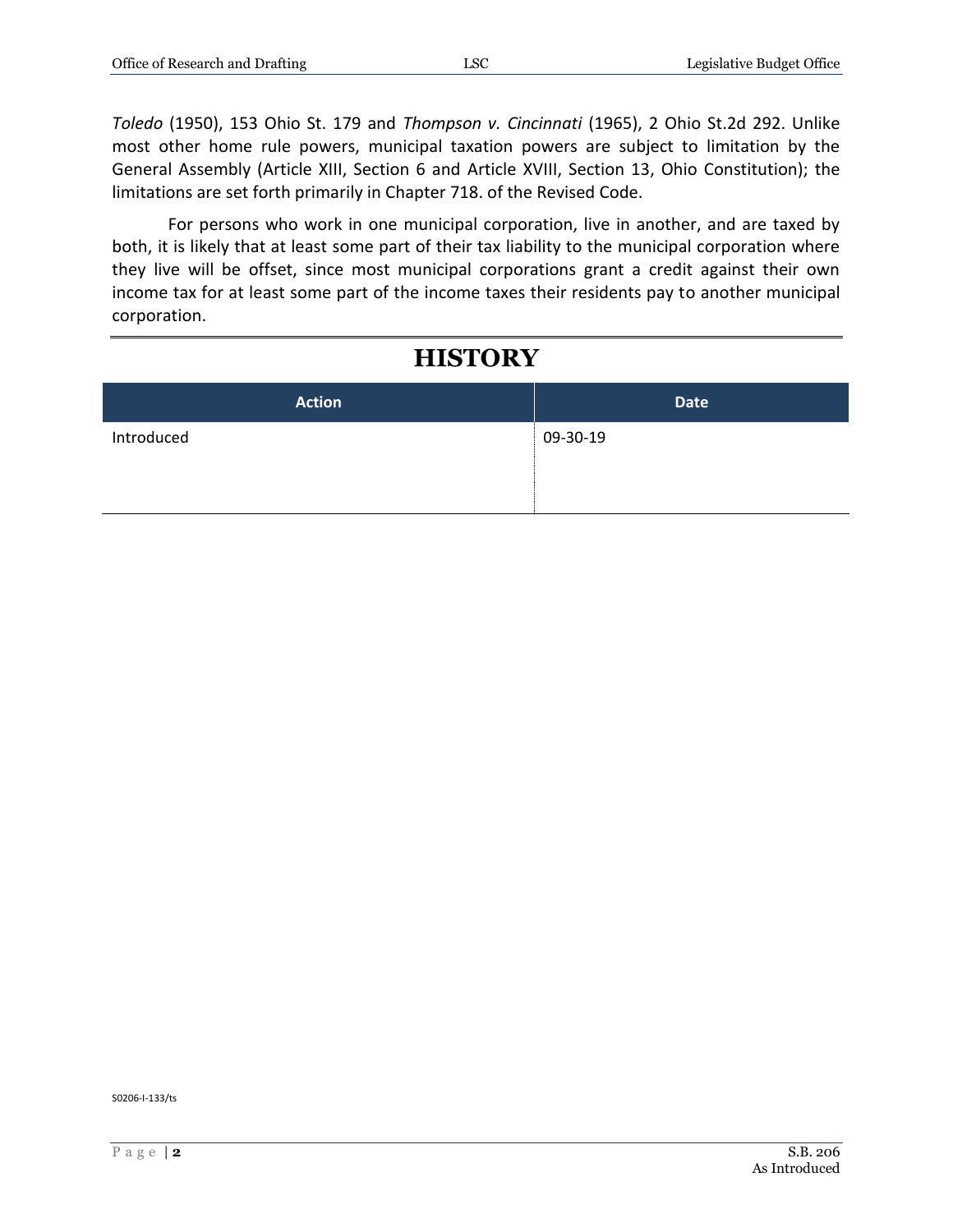*Toledo* (1950), 153 Ohio St. 179 and *Thompson v. Cincinnati* (1965), 2 Ohio St.2d 292. Unlike most other home rule powers, municipal taxation powers are subject to limitation by the General Assembly (Article XIII, Section 6 and Article XVIII, Section 13, Ohio Constitution); the limitations are set forth primarily in Chapter 718. of the Revised Code.

For persons who work in one municipal corporation, live in another, and are taxed by both, it is likely that at least some part of their tax liability to the municipal corporation where they live will be offset, since most municipal corporations grant a credit against their own income tax for at least some part of the income taxes their residents pay to another municipal corporation.

# HISTORY

| Action | Date |
|---|---|
| Introduced | 09-30-19 |

S0206-I-133/ts